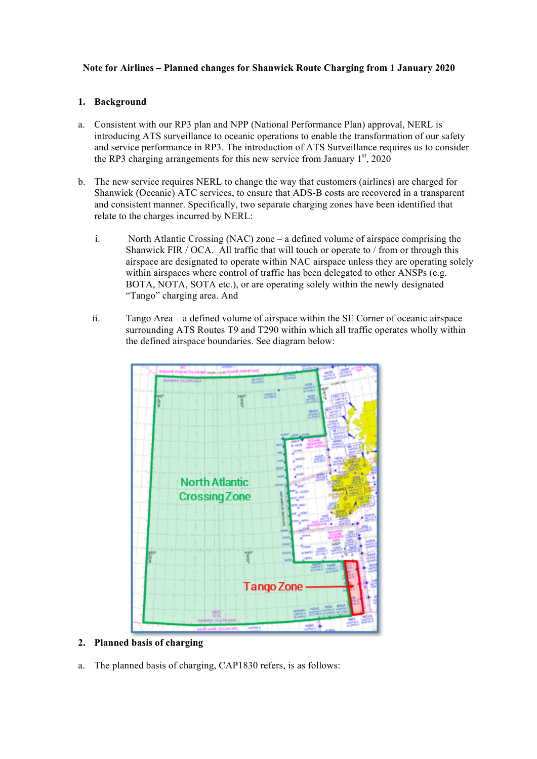# Note for Airlines – Planned changes for Shanwick Route Charging from 1 January 2020

## 1. Background

a. Consistent with our RP3 plan and NPP (National Performance Plan) approval, NERL is introducing ATS surveillance to oceanic operations to enable the transformation of our safety and service performance in RP3. The introduction of ATS Surveillance requires us to consider the RP3 charging arrangements for this new service from January 1st, 2020

b. The new service requires NERL to change the way that customers (airlines) are charged for Shanwick (Oceanic) ATC services, to ensure that ADS-B costs are recovered in a transparent and consistent manner. Specifically, two separate charging zones have been identified that relate to the charges incurred by NERL:

   i. North Atlantic Crossing (NAC) zone – a defined volume of airspace comprising the Shanwick FIR / OCA. All traffic that will touch or operate to / from or through this airspace are designated to operate within NAC airspace unless they are operating solely within airspaces where control of traffic has been delegated to other ANSPs (e.g. BOTA, NOTA, SOTA etc.), or are operating solely within the newly designated "Tango" charging area. And

   ii. Tango Area – a defined volume of airspace within the SE Corner of oceanic airspace surrounding ATS Routes T9 and T290 within which all traffic operates wholly within the defined airspace boundaries. See diagram below:

North Atlantic Crossing Zone

Tango Zone

## 2. Planned basis of charging

a. The planned basis of charging, CAP1830 refers, is as follows: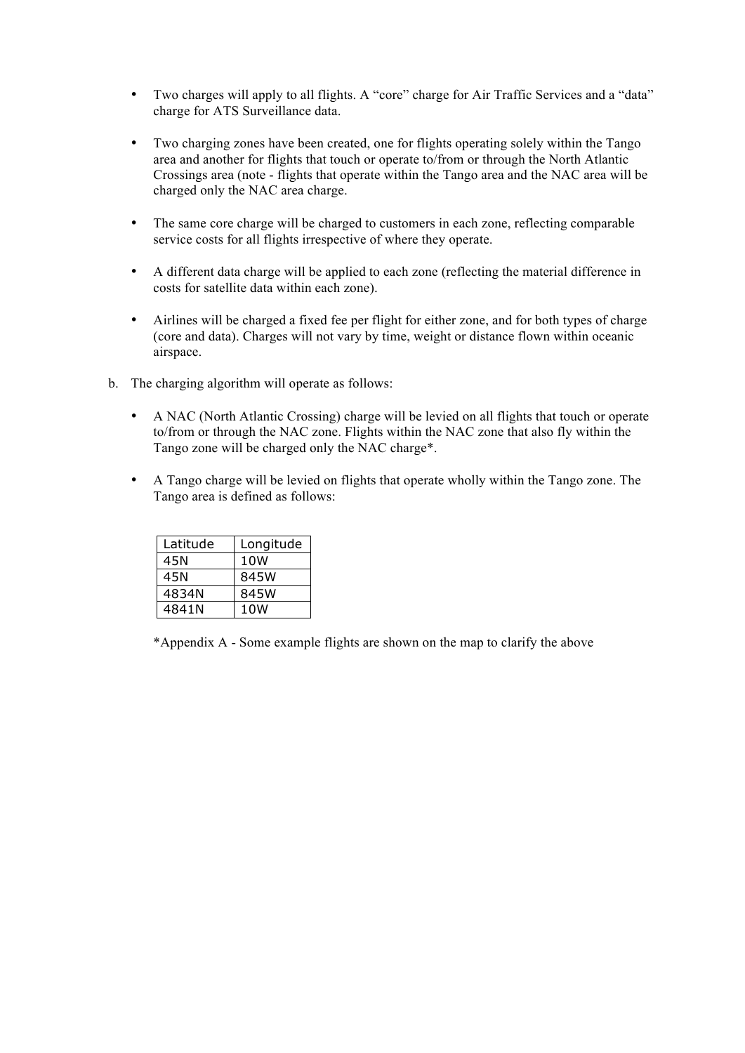- Two charges will apply to all flights. A "core" charge for Air Traffic Services and a "data" charge for ATS Surveillance data.

- Two charging zones have been created, one for flights operating solely within the Tango area and another for flights that touch or operate to/from or through the North Atlantic Crossings area (note - flights that operate within the Tango area and the NAC area will be charged only the NAC area charge.

- The same core charge will be charged to customers in each zone, reflecting comparable service costs for all flights irrespective of where they operate.

- A different data charge will be applied to each zone (reflecting the material difference in costs for satellite data within each zone).

- Airlines will be charged a fixed fee per flight for either zone, and for both types of charge (core and data). Charges will not vary by time, weight or distance flown within oceanic airspace.

b. The charging algorithm will operate as follows:

- A NAC (North Atlantic Crossing) charge will be levied on all flights that touch or operate to/from or through the NAC zone. Flights within the NAC zone that also fly within the Tango zone will be charged only the NAC charge*.

- A Tango charge will be levied on flights that operate wholly within the Tango zone. The Tango area is defined as follows:

| Latitude | Longitude |
|---|---|
| 45N | 10W |
| 45N | 845W |
| 4834N | 845W |
| 4841N | 10W |

*Appendix A - Some example flights are shown on the map to clarify the above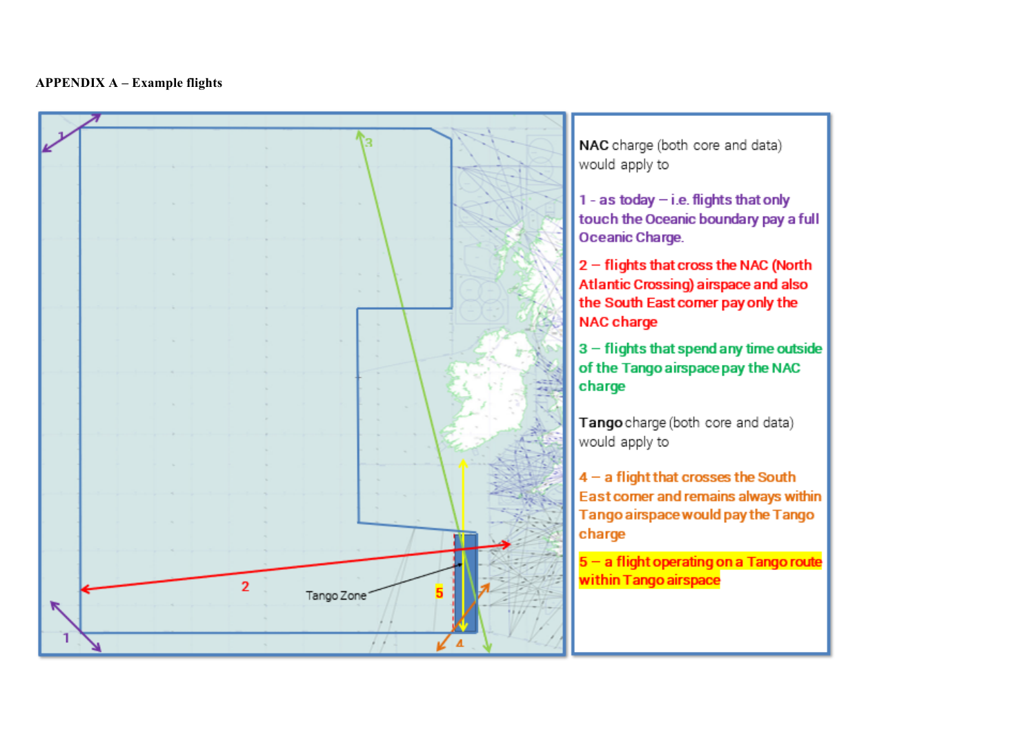**APPENDIX A – Example flights**

1

3

2

Tango Zone

5

1

4

**NAC** charge (both core and data) would apply to

1 - as today – i.e. flights that only touch the Oceanic boundary pay a full Oceanic Charge.

2 – flights that cross the NAC (North Atlantic Crossing) airspace and also the South East corner pay only the NAC charge

3 – flights that spend any time outside of the Tango airspace pay the NAC charge

**Tango** charge (both core and data) would apply to

4 – a flight that crosses the South East corner and remains always within Tango airspace would pay the Tango charge

5 – a flight operating on a Tango route within Tango airspace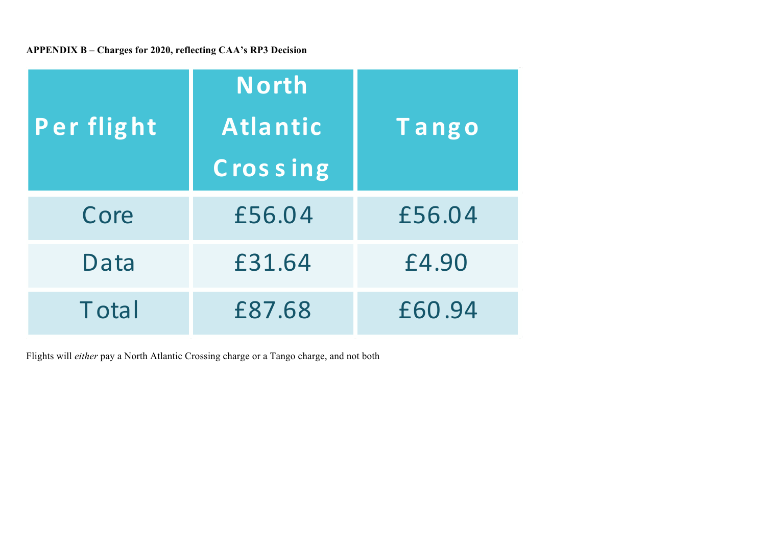**APPENDIX B – Charges for 2020, reflecting CAA's RP3 Decision**

| Per flight | North Atlantic Crossing | Tango |
| --- | --- | --- |
| Core | £56.04 | £56.04 |
| Data | £31.64 | £4.90 |
| Total | £87.68 | £60.94 |

Flights will *either* pay a North Atlantic Crossing charge or a Tango charge, and not both